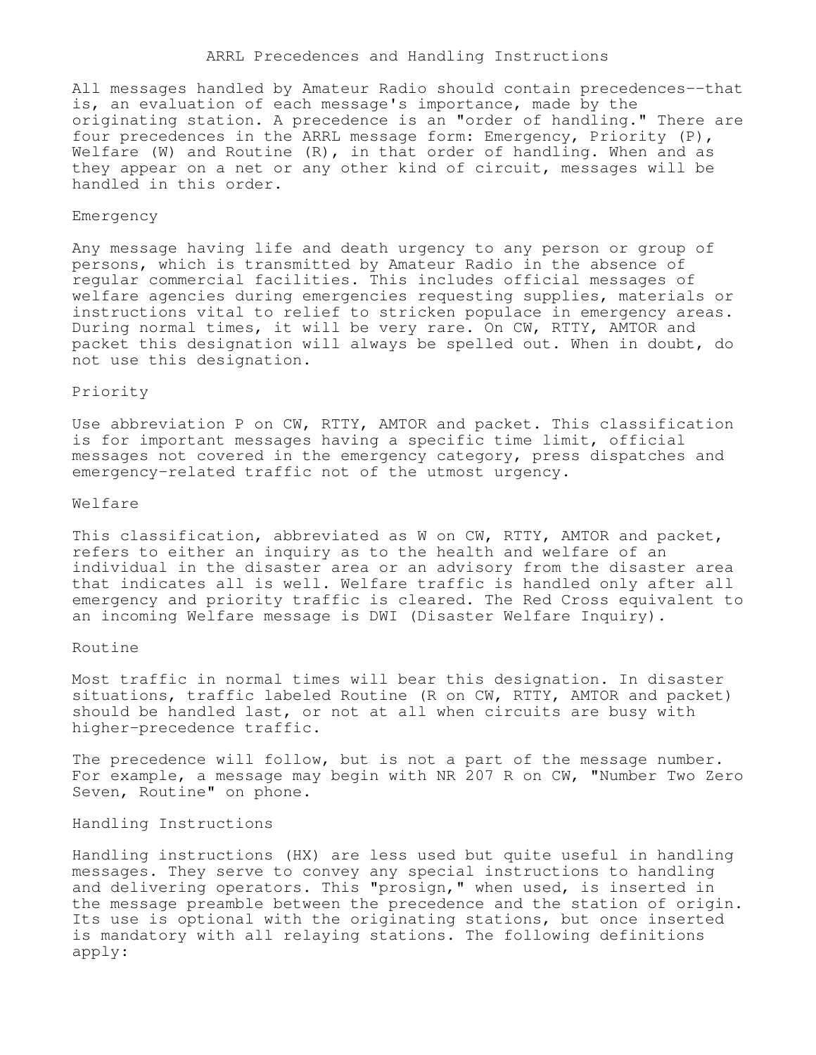# ARRL Precedences and Handling Instructions

All messages handled by Amateur Radio should contain precedences--that is, an evaluation of each message's importance, made by the originating station. A precedence is an "order of handling." There are four precedences in the ARRL message form: Emergency, Priority (P), Welfare (W) and Routine (R), in that order of handling. When and as they appear on a net or any other kind of circuit, messages will be handled in this order.

## Emergency

Any message having life and death urgency to any person or group of persons, which is transmitted by Amateur Radio in the absence of regular commercial facilities. This includes official messages of welfare agencies during emergencies requesting supplies, materials or instructions vital to relief to stricken populace in emergency areas. During normal times, it will be very rare. On CW, RTTY, AMTOR and packet this designation will always be spelled out. When in doubt, do not use this designation.

## Priority

Use abbreviation P on CW, RTTY, AMTOR and packet. This classification is for important messages having a specific time limit, official messages not covered in the emergency category, press dispatches and emergency-related traffic not of the utmost urgency.

## Welfare

This classification, abbreviated as W on CW, RTTY, AMTOR and packet, refers to either an inquiry as to the health and welfare of an individual in the disaster area or an advisory from the disaster area that indicates all is well. Welfare traffic is handled only after all emergency and priority traffic is cleared. The Red Cross equivalent to an incoming Welfare message is DWI (Disaster Welfare Inquiry).

## Routine

Most traffic in normal times will bear this designation. In disaster situations, traffic labeled Routine (R on CW, RTTY, AMTOR and packet) should be handled last, or not at all when circuits are busy with higher-precedence traffic.

The precedence will follow, but is not a part of the message number. For example, a message may begin with NR 207 R on CW, "Number Two Zero Seven, Routine" on phone.

## Handling Instructions

Handling instructions (HX) are less used but quite useful in handling messages. They serve to convey any special instructions to handling and delivering operators. This "prosign," when used, is inserted in the message preamble between the precedence and the station of origin. Its use is optional with the originating stations, but once inserted is mandatory with all relaying stations. The following definitions apply: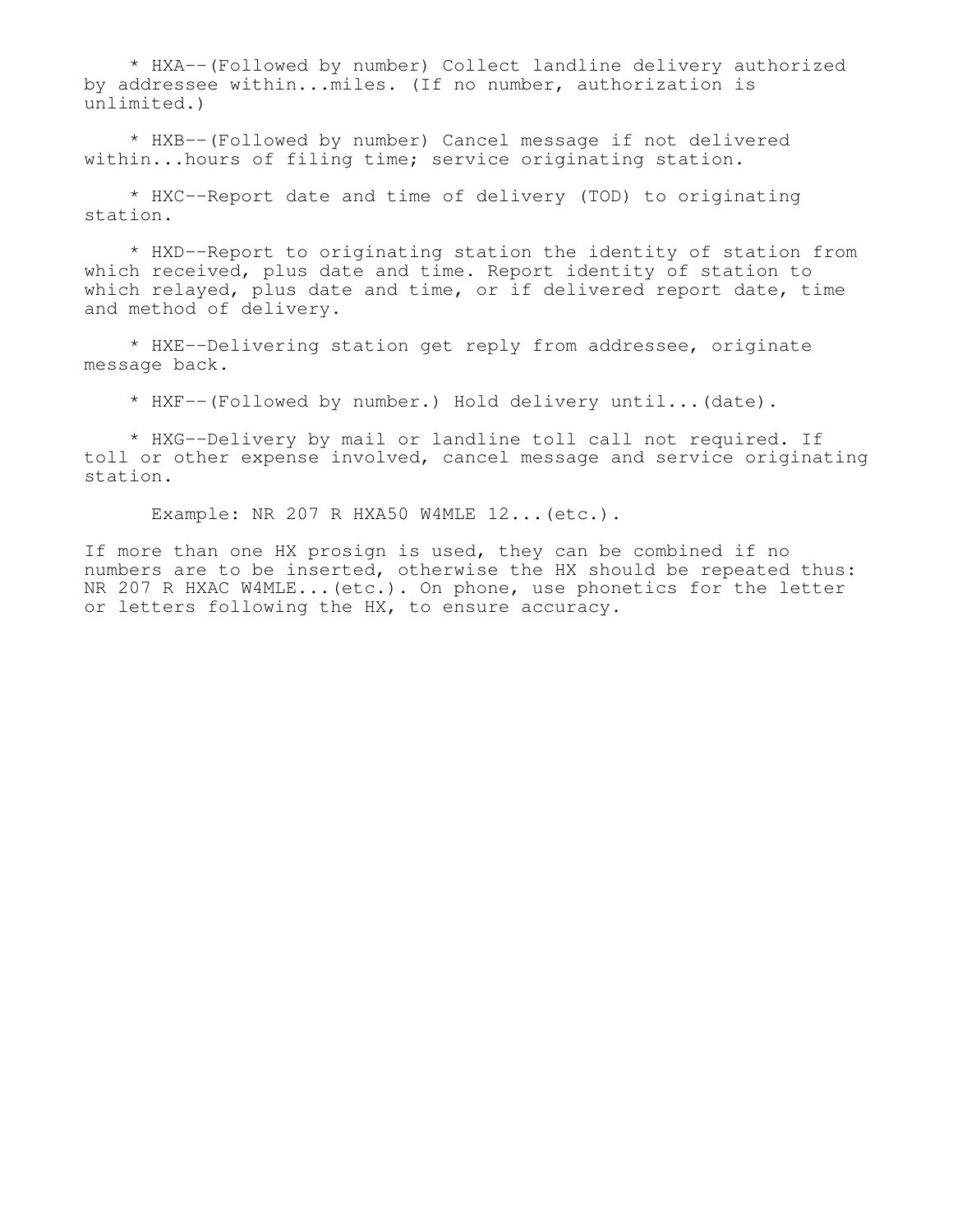* HXA--(Followed by number) Collect landline delivery authorized by addressee within...miles. (If no number, authorization is unlimited.)

* HXB--(Followed by number) Cancel message if not delivered within...hours of filing time; service originating station.

* HXC--Report date and time of delivery (TOD) to originating station.

* HXD--Report to originating station the identity of station from which received, plus date and time. Report identity of station to which relayed, plus date and time, or if delivered report date, time and method of delivery.

* HXE--Delivering station get reply from addressee, originate message back.

* HXF--(Followed by number.) Hold delivery until...(date).

* HXG--Delivery by mail or landline toll call not required. If toll or other expense involved, cancel message and service originating station.

  Example: NR 207 R HXA50 W4MLE 12...(etc.).

If more than one HX prosign is used, they can be combined if no numbers are to be inserted, otherwise the HX should be repeated thus: NR 207 R HXAC W4MLE...(etc.). On phone, use phonetics for the letter or letters following the HX, to ensure accuracy.